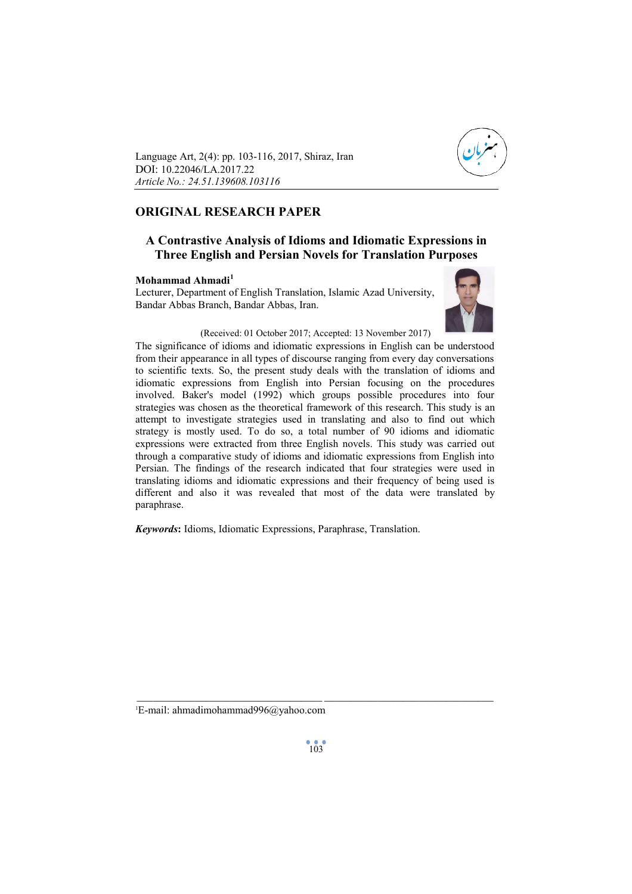Language Art, 2(4): pp. 103-116, 2017, Shiraz, Iran
DOI: 10.22046/LA.2017.22
*Article No.: 24.51.139608.103116*

## ORIGINAL RESEARCH PAPER

# A Contrastive Analysis of Idioms and Idiomatic Expressions in Three English and Persian Novels for Translation Purposes

**Mohammad Ahmadi**[1]
Lecturer, Department of English Translation, Islamic Azad University, Bandar Abbas Branch, Bandar Abbas, Iran.

(Received: 01 October 2017; Accepted: 13 November 2017)

The significance of idioms and idiomatic expressions in English can be understood from their appearance in all types of discourse ranging from every day conversations to scientific texts. So, the present study deals with the translation of idioms and idiomatic expressions from English into Persian focusing on the procedures involved. Baker's model (1992) which groups possible procedures into four strategies was chosen as the theoretical framework of this research. This study is an attempt to investigate strategies used in translating and also to find out which strategy is mostly used. To do so, a total number of 90 idioms and idiomatic expressions were extracted from three English novels. This study was carried out through a comparative study of idioms and idiomatic expressions from English into Persian. The findings of the research indicated that four strategies were used in translating idioms and idiomatic expressions and their frequency of being used is different and also it was revealed that most of the data were translated by paraphrase.

***Keywords*:** Idioms, Idiomatic Expressions, Paraphrase, Translation.

---

[1]E-mail: ahmadimohammad996@yahoo.com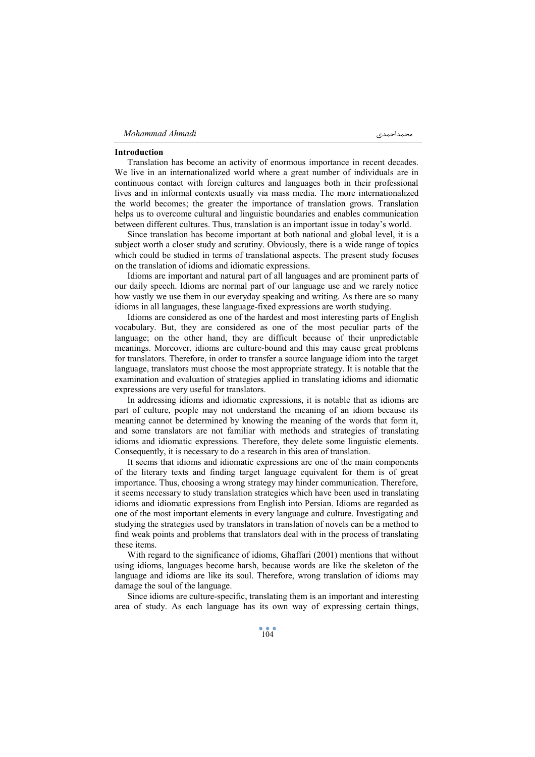## Introduction

Translation has become an activity of enormous importance in recent decades. We live in an internationalized world where a great number of individuals are in continuous contact with foreign cultures and languages both in their professional lives and in informal contexts usually via mass media. The more internationalized the world becomes; the greater the importance of translation grows. Translation helps us to overcome cultural and linguistic boundaries and enables communication between different cultures. Thus, translation is an important issue in today's world.

Since translation has become important at both national and global level, it is a subject worth a closer study and scrutiny. Obviously, there is a wide range of topics which could be studied in terms of translational aspects. The present study focuses on the translation of idioms and idiomatic expressions.

Idioms are important and natural part of all languages and are prominent parts of our daily speech. Idioms are normal part of our language use and we rarely notice how vastly we use them in our everyday speaking and writing. As there are so many idioms in all languages, these language-fixed expressions are worth studying.

Idioms are considered as one of the hardest and most interesting parts of English vocabulary. But, they are considered as one of the most peculiar parts of the language; on the other hand, they are difficult because of their unpredictable meanings. Moreover, idioms are culture-bound and this may cause great problems for translators. Therefore, in order to transfer a source language idiom into the target language, translators must choose the most appropriate strategy. It is notable that the examination and evaluation of strategies applied in translating idioms and idiomatic expressions are very useful for translators.

In addressing idioms and idiomatic expressions, it is notable that as idioms are part of culture, people may not understand the meaning of an idiom because its meaning cannot be determined by knowing the meaning of the words that form it, and some translators are not familiar with methods and strategies of translating idioms and idiomatic expressions. Therefore, they delete some linguistic elements. Consequently, it is necessary to do a research in this area of translation.

It seems that idioms and idiomatic expressions are one of the main components of the literary texts and finding target language equivalent for them is of great importance. Thus, choosing a wrong strategy may hinder communication. Therefore, it seems necessary to study translation strategies which have been used in translating idioms and idiomatic expressions from English into Persian. Idioms are regarded as one of the most important elements in every language and culture. Investigating and studying the strategies used by translators in translation of novels can be a method to find weak points and problems that translators deal with in the process of translating these items.

With regard to the significance of idioms, Ghaffari (2001) mentions that without using idioms, languages become harsh, because words are like the skeleton of the language and idioms are like its soul. Therefore, wrong translation of idioms may damage the soul of the language.

Since idioms are culture-specific, translating them is an important and interesting area of study. As each language has its own way of expressing certain things,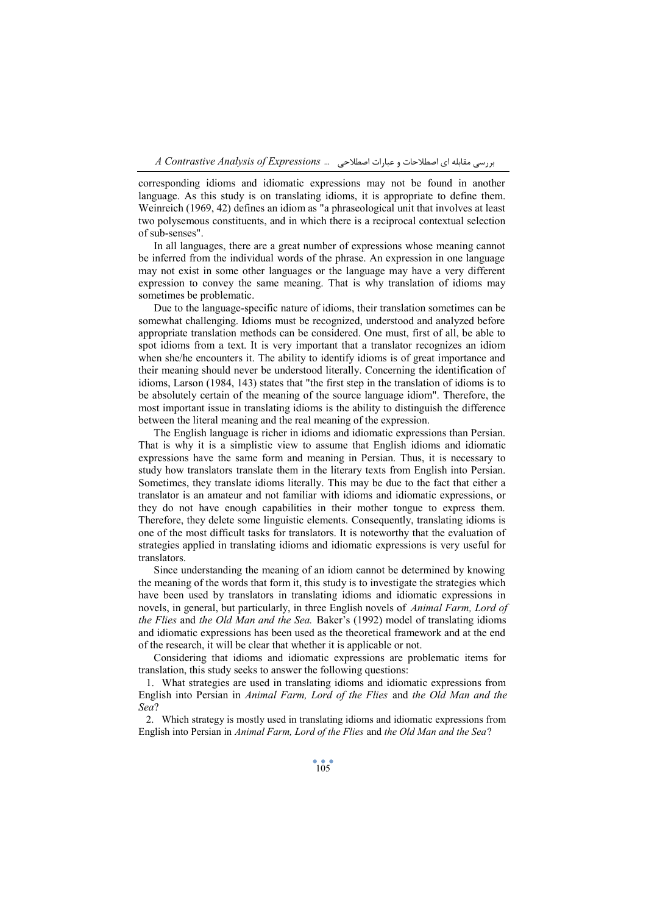corresponding idioms and idiomatic expressions may not be found in another language. As this study is on translating idioms, it is appropriate to define them. Weinreich (1969, 42) defines an idiom as "a phraseological unit that involves at least two polysemous constituents, and in which there is a reciprocal contextual selection of sub-senses".

In all languages, there are a great number of expressions whose meaning cannot be inferred from the individual words of the phrase. An expression in one language may not exist in some other languages or the language may have a very different expression to convey the same meaning. That is why translation of idioms may sometimes be problematic.

Due to the language-specific nature of idioms, their translation sometimes can be somewhat challenging. Idioms must be recognized, understood and analyzed before appropriate translation methods can be considered. One must, first of all, be able to spot idioms from a text. It is very important that a translator recognizes an idiom when she/he encounters it. The ability to identify idioms is of great importance and their meaning should never be understood literally. Concerning the identification of idioms, Larson (1984, 143) states that "the first step in the translation of idioms is to be absolutely certain of the meaning of the source language idiom". Therefore, the most important issue in translating idioms is the ability to distinguish the difference between the literal meaning and the real meaning of the expression.

The English language is richer in idioms and idiomatic expressions than Persian. That is why it is a simplistic view to assume that English idioms and idiomatic expressions have the same form and meaning in Persian. Thus, it is necessary to study how translators translate them in the literary texts from English into Persian. Sometimes, they translate idioms literally. This may be due to the fact that either a translator is an amateur and not familiar with idioms and idiomatic expressions, or they do not have enough capabilities in their mother tongue to express them. Therefore, they delete some linguistic elements. Consequently, translating idioms is one of the most difficult tasks for translators. It is noteworthy that the evaluation of strategies applied in translating idioms and idiomatic expressions is very useful for translators.

Since understanding the meaning of an idiom cannot be determined by knowing the meaning of the words that form it, this study is to investigate the strategies which have been used by translators in translating idioms and idiomatic expressions in novels, in general, but particularly, in three English novels of *Animal Farm, Lord of the Flies* and *the Old Man and the Sea.* Baker's (1992) model of translating idioms and idiomatic expressions has been used as the theoretical framework and at the end of the research, it will be clear that whether it is applicable or not.

Considering that idioms and idiomatic expressions are problematic items for translation, this study seeks to answer the following questions:

1. What strategies are used in translating idioms and idiomatic expressions from English into Persian in *Animal Farm, Lord of the Flies* and *the Old Man and the Sea*?
2. Which strategy is mostly used in translating idioms and idiomatic expressions from English into Persian in *Animal Farm, Lord of the Flies* and *the Old Man and the Sea*?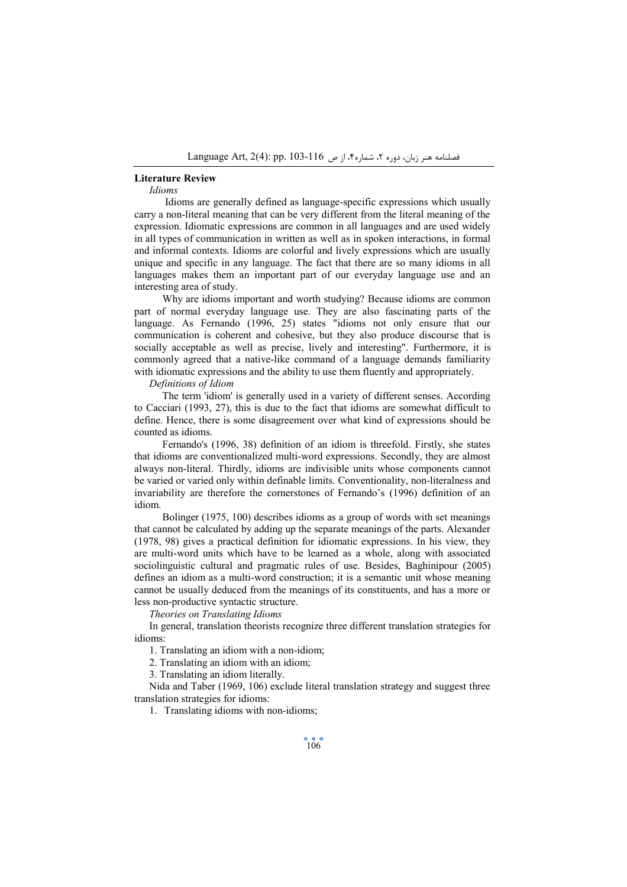## Literature Review

### *Idioms*

Idioms are generally defined as language-specific expressions which usually carry a non-literal meaning that can be very different from the literal meaning of the expression. Idiomatic expressions are common in all languages and are used widely in all types of communication in written as well as in spoken interactions, in formal and informal contexts. Idioms are colorful and lively expressions which are usually unique and specific in any language. The fact that there are so many idioms in all languages makes them an important part of our everyday language use and an interesting area of study.

Why are idioms important and worth studying? Because idioms are common part of normal everyday language use. They are also fascinating parts of the language. As Fernando (1996, 25) states "idioms not only ensure that our communication is coherent and cohesive, but they also produce discourse that is socially acceptable as well as precise, lively and interesting". Furthermore, it is commonly agreed that a native-like command of a language demands familiarity with idiomatic expressions and the ability to use them fluently and appropriately.

### *Definitions of Idiom*

The term 'idiom' is generally used in a variety of different senses. According to Cacciari (1993, 27), this is due to the fact that idioms are somewhat difficult to define. Hence, there is some disagreement over what kind of expressions should be counted as idioms.

Fernando's (1996, 38) definition of an idiom is threefold. Firstly, she states that idioms are conventionalized multi-word expressions. Secondly, they are almost always non-literal. Thirdly, idioms are indivisible units whose components cannot be varied or varied only within definable limits. Conventionality, non-literalness and invariability are therefore the cornerstones of Fernando's (1996) definition of an idiom.

Bolinger (1975, 100) describes idioms as a group of words with set meanings that cannot be calculated by adding up the separate meanings of the parts. Alexander (1978, 98) gives a practical definition for idiomatic expressions. In his view, they are multi-word units which have to be learned as a whole, along with associated sociolinguistic cultural and pragmatic rules of use. Besides, Baghinipour (2005) defines an idiom as a multi-word construction; it is a semantic unit whose meaning cannot be usually deduced from the meanings of its constituents, and has a more or less non-productive syntactic structure.

### *Theories on Translating Idioms*

In general, translation theorists recognize three different translation strategies for idioms:

1. Translating an idiom with a non-idiom;
2. Translating an idiom with an idiom;
3. Translating an idiom literally.

Nida and Taber (1969, 106) exclude literal translation strategy and suggest three translation strategies for idioms:

1. Translating idioms with non-idioms;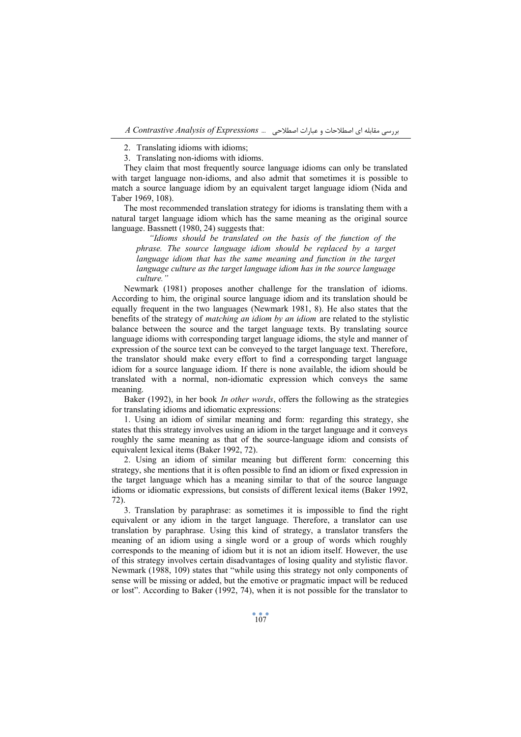2. Translating idioms with idioms;
3. Translating non-idioms with idioms.

They claim that most frequently source language idioms can only be translated with target language non-idioms, and also admit that sometimes it is possible to match a source language idiom by an equivalent target language idiom (Nida and Taber 1969, 108).

The most recommended translation strategy for idioms is translating them with a natural target language idiom which has the same meaning as the original source language. Bassnett (1980, 24) suggests that:

> *"Idioms should be translated on the basis of the function of the phrase. The source language idiom should be replaced by a target language idiom that has the same meaning and function in the target language culture as the target language idiom has in the source language culture."*

Newmark (1981) proposes another challenge for the translation of idioms. According to him, the original source language idiom and its translation should be equally frequent in the two languages (Newmark 1981, 8). He also states that the benefits of the strategy of *matching an idiom by an idiom* are related to the stylistic balance between the source and the target language texts. By translating source language idioms with corresponding target language idioms, the style and manner of expression of the source text can be conveyed to the target language text. Therefore, the translator should make every effort to find a corresponding target language idiom for a source language idiom. If there is none available, the idiom should be translated with a normal, non-idiomatic expression which conveys the same meaning.

Baker (1992), in her book *In other words*, offers the following as the strategies for translating idioms and idiomatic expressions:

1. Using an idiom of similar meaning and form: regarding this strategy, she states that this strategy involves using an idiom in the target language and it conveys roughly the same meaning as that of the source-language idiom and consists of equivalent lexical items (Baker 1992, 72).

2. Using an idiom of similar meaning but different form: concerning this strategy, she mentions that it is often possible to find an idiom or fixed expression in the target language which has a meaning similar to that of the source language idioms or idiomatic expressions, but consists of different lexical items (Baker 1992, 72).

3. Translation by paraphrase: as sometimes it is impossible to find the right equivalent or any idiom in the target language. Therefore, a translator can use translation by paraphrase. Using this kind of strategy, a translator transfers the meaning of an idiom using a single word or a group of words which roughly corresponds to the meaning of idiom but it is not an idiom itself. However, the use of this strategy involves certain disadvantages of losing quality and stylistic flavor. Newmark (1988, 109) states that "while using this strategy not only components of sense will be missing or added, but the emotive or pragmatic impact will be reduced or lost". According to Baker (1992, 74), when it is not possible for the translator to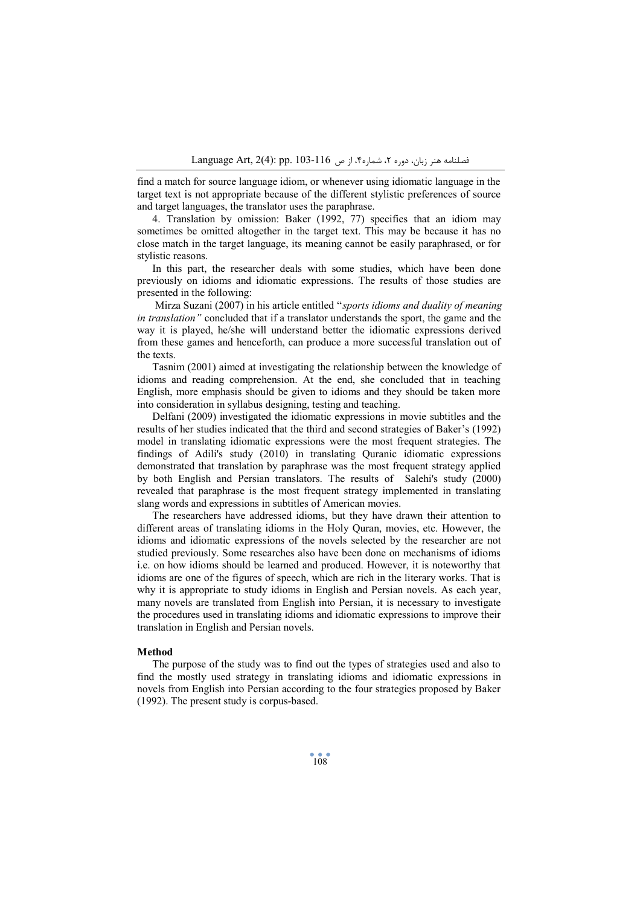find a match for source language idiom, or whenever using idiomatic language in the target text is not appropriate because of the different stylistic preferences of source and target languages, the translator uses the paraphrase.

4. Translation by omission: Baker (1992, 77) specifies that an idiom may sometimes be omitted altogether in the target text. This may be because it has no close match in the target language, its meaning cannot be easily paraphrased, or for stylistic reasons.

In this part, the researcher deals with some studies, which have been done previously on idioms and idiomatic expressions. The results of those studies are presented in the following:

Mirza Suzani (2007) in his article entitled "*sports idioms and duality of meaning in translation"* concluded that if a translator understands the sport, the game and the way it is played, he/she will understand better the idiomatic expressions derived from these games and henceforth, can produce a more successful translation out of the texts.

Tasnim (2001) aimed at investigating the relationship between the knowledge of idioms and reading comprehension. At the end, she concluded that in teaching English, more emphasis should be given to idioms and they should be taken more into consideration in syllabus designing, testing and teaching.

Delfani (2009) investigated the idiomatic expressions in movie subtitles and the results of her studies indicated that the third and second strategies of Baker's (1992) model in translating idiomatic expressions were the most frequent strategies. The findings of Adili's study (2010) in translating Quranic idiomatic expressions demonstrated that translation by paraphrase was the most frequent strategy applied by both English and Persian translators. The results of Salehi's study (2000) revealed that paraphrase is the most frequent strategy implemented in translating slang words and expressions in subtitles of American movies.

The researchers have addressed idioms, but they have drawn their attention to different areas of translating idioms in the Holy Quran, movies, etc. However, the idioms and idiomatic expressions of the novels selected by the researcher are not studied previously. Some researches also have been done on mechanisms of idioms i.e. on how idioms should be learned and produced. However, it is noteworthy that idioms are one of the figures of speech, which are rich in the literary works. That is why it is appropriate to study idioms in English and Persian novels. As each year, many novels are translated from English into Persian, it is necessary to investigate the procedures used in translating idioms and idiomatic expressions to improve their translation in English and Persian novels.

## Method

The purpose of the study was to find out the types of strategies used and also to find the mostly used strategy in translating idioms and idiomatic expressions in novels from English into Persian according to the four strategies proposed by Baker (1992). The present study is corpus-based.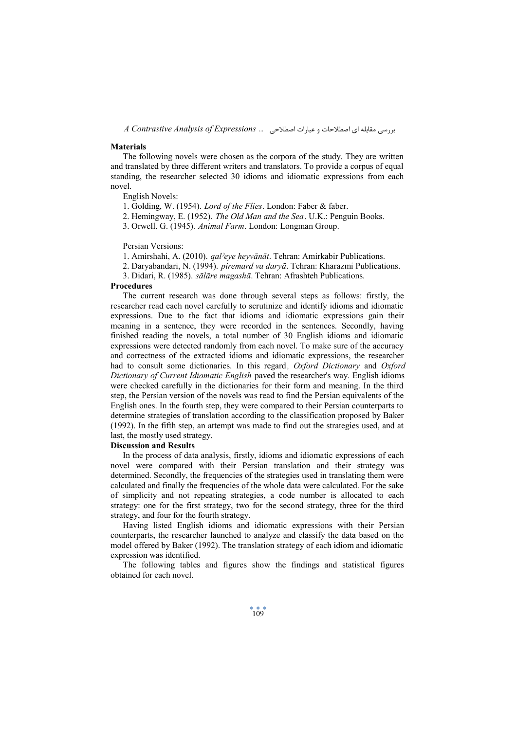**Materials**

The following novels were chosen as the corpora of the study. They are written and translated by three different writers and translators. To provide a corpus of equal standing, the researcher selected 30 idioms and idiomatic expressions from each novel.

English Novels:

1. Golding, W. (1954). *Lord of the Flies*. London: Faber & faber.
2. Hemingway, E. (1952). *The Old Man and the Sea*. U.K.: Penguin Books.
3. Orwell. G. (1945). *Animal Farm*. London: Longman Group.

Persian Versions:

1. Amirshahi, A. (2010). *qalʾeye heyvānāt*. Tehran: Amirkabir Publications.
2. Daryabandari, N. (1994). *piremard va daryā*. Tehran: Kharazmi Publications.
3. Didari, R. (1985). *sālāre magashā*. Tehran: Afrashteh Publications.

**Procedures**

The current research was done through several steps as follows: firstly, the researcher read each novel carefully to scrutinize and identify idioms and idiomatic expressions. Due to the fact that idioms and idiomatic expressions gain their meaning in a sentence, they were recorded in the sentences. Secondly, having finished reading the novels, a total number of 30 English idioms and idiomatic expressions were detected randomly from each novel. To make sure of the accuracy and correctness of the extracted idioms and idiomatic expressions, the researcher had to consult some dictionaries. In this regard, *Oxford Dictionary* and *Oxford Dictionary of Current Idiomatic English* paved the researcher's way. English idioms were checked carefully in the dictionaries for their form and meaning. In the third step, the Persian version of the novels was read to find the Persian equivalents of the English ones. In the fourth step, they were compared to their Persian counterparts to determine strategies of translation according to the classification proposed by Baker (1992). In the fifth step, an attempt was made to find out the strategies used, and at last, the mostly used strategy.

**Discussion and Results**

In the process of data analysis, firstly, idioms and idiomatic expressions of each novel were compared with their Persian translation and their strategy was determined. Secondly, the frequencies of the strategies used in translating them were calculated and finally the frequencies of the whole data were calculated. For the sake of simplicity and not repeating strategies, a code number is allocated to each strategy: one for the first strategy, two for the second strategy, three for the third strategy, and four for the fourth strategy.

Having listed English idioms and idiomatic expressions with their Persian counterparts, the researcher launched to analyze and classify the data based on the model offered by Baker (1992). The translation strategy of each idiom and idiomatic expression was identified.

The following tables and figures show the findings and statistical figures obtained for each novel.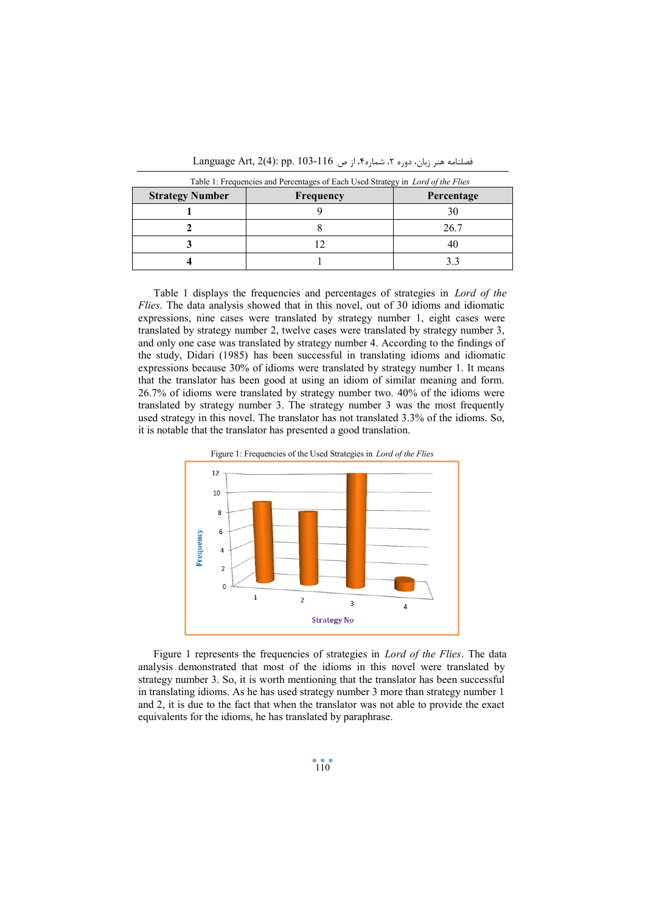Table 1: Frequencies and Percentages of Each Used Strategy in *Lord of the Flies*

| Strategy Number | Frequency | Percentage |
|---|---|---|
| 1 | 9 | 30 |
| 2 | 8 | 26.7 |
| 3 | 12 | 40 |
| 4 | 1 | 3.3 |

Table 1 displays the frequencies and percentages of strategies in *Lord of the Flies*. The data analysis showed that in this novel, out of 30 idioms and idiomatic expressions, nine cases were translated by strategy number 1, eight cases were translated by strategy number 2, twelve cases were translated by strategy number 3, and only one case was translated by strategy number 4. According to the findings of the study, Didari (1985) has been successful in translating idioms and idiomatic expressions because 30% of idioms were translated by strategy number 1. It means that the translator has been good at using an idiom of similar meaning and form. 26.7% of idioms were translated by strategy number two. 40% of the idioms were translated by strategy number 3. The strategy number 3 was the most frequently used strategy in this novel. The translator has not translated 3.3% of the idioms. So, it is notable that the translator has presented a good translation.

Figure 1: Frequencies of the Used Strategies in *Lord of the Flies*

Figure 1 represents the frequencies of strategies in *Lord of the Flies*. The data analysis demonstrated that most of the idioms in this novel were translated by strategy number 3. So, it is worth mentioning that the translator has been successful in translating idioms. As he has used strategy number 3 more than strategy number 1 and 2, it is due to the fact that when the translator was not able to provide the exact equivalents for the idioms, he has translated by paraphrase.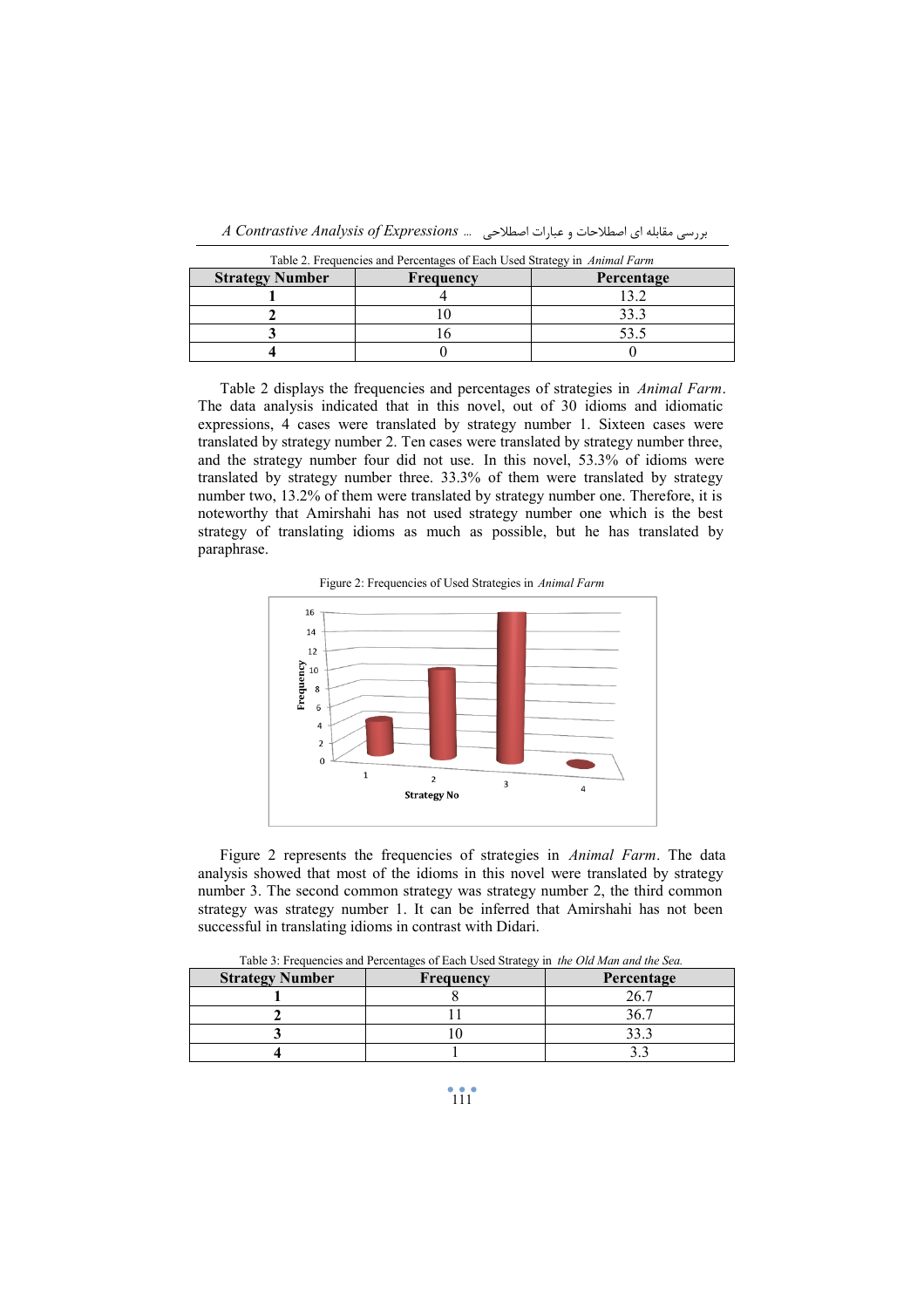Table 2. Frequencies and Percentages of Each Used Strategy in *Animal Farm*

| Strategy Number | Frequency | Percentage |
|---|---|---|
| **1** | 4 | 13.2 |
| **2** | 10 | 33.3 |
| **3** | 16 | 53.5 |
| **4** | 0 | 0 |

Table 2 displays the frequencies and percentages of strategies in *Animal Farm*. The data analysis indicated that in this novel, out of 30 idioms and idiomatic expressions, 4 cases were translated by strategy number 1. Sixteen cases were translated by strategy number 2. Ten cases were translated by strategy number three, and the strategy number four did not use. In this novel, 53.3% of idioms were translated by strategy number three. 33.3% of them were translated by strategy number two, 13.2% of them were translated by strategy number one. Therefore, it is noteworthy that Amirshahi has not used strategy number one which is the best strategy of translating idioms as much as possible, but he has translated by paraphrase.

Figure 2: Frequencies of Used Strategies in *Animal Farm*

Figure 2 represents the frequencies of strategies in *Animal Farm*. The data analysis showed that most of the idioms in this novel were translated by strategy number 3. The second common strategy was strategy number 2, the third common strategy was strategy number 1. It can be inferred that Amirshahi has not been successful in translating idioms in contrast with Didari.

Table 3: Frequencies and Percentages of Each Used Strategy in *the Old Man and the Sea.*

| Strategy Number | Frequency | Percentage |
|---|---|---|
| **1** | 8 | 26.7 |
| **2** | 11 | 36.7 |
| **3** | 10 | 33.3 |
| **4** | 1 | 3.3 |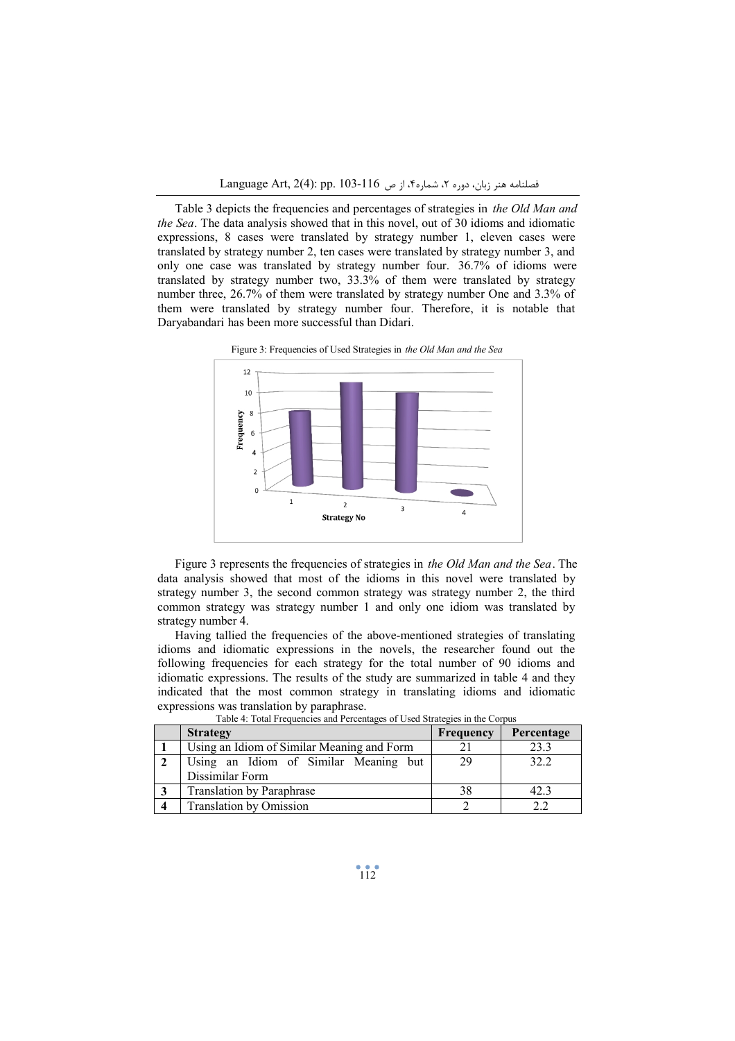Table 3 depicts the frequencies and percentages of strategies in *the Old Man and the Sea*. The data analysis showed that in this novel, out of 30 idioms and idiomatic expressions, 8 cases were translated by strategy number 1, eleven cases were translated by strategy number 2, ten cases were translated by strategy number 3, and only one case was translated by strategy number four. 36.7% of idioms were translated by strategy number two, 33.3% of them were translated by strategy number three, 26.7% of them were translated by strategy number One and 3.3% of them were translated by strategy number four. Therefore, it is notable that Daryabandari has been more successful than Didari.

Figure 3: Frequencies of Used Strategies in *the Old Man and the Sea*

Figure 3 represents the frequencies of strategies in *the Old Man and the Sea*. The data analysis showed that most of the idioms in this novel were translated by strategy number 3, the second common strategy was strategy number 2, the third common strategy was strategy number 1 and only one idiom was translated by strategy number 4.

Having tallied the frequencies of the above-mentioned strategies of translating idioms and idiomatic expressions in the novels, the researcher found out the following frequencies for each strategy for the total number of 90 idioms and idiomatic expressions. The results of the study are summarized in table 4 and they indicated that the most common strategy in translating idioms and idiomatic expressions was translation by paraphrase.

Table 4: Total Frequencies and Percentages of Used Strategies in the Corpus

| | Strategy | Frequency | Percentage |
|---|---|---|---|
| 1 | Using an Idiom of Similar Meaning and Form | 21 | 23.3 |
| 2 | Using an Idiom of Similar Meaning but Dissimilar Form | 29 | 32.2 |
| 3 | Translation by Paraphrase | 38 | 42.3 |
| 4 | Translation by Omission | 2 | 2.2 |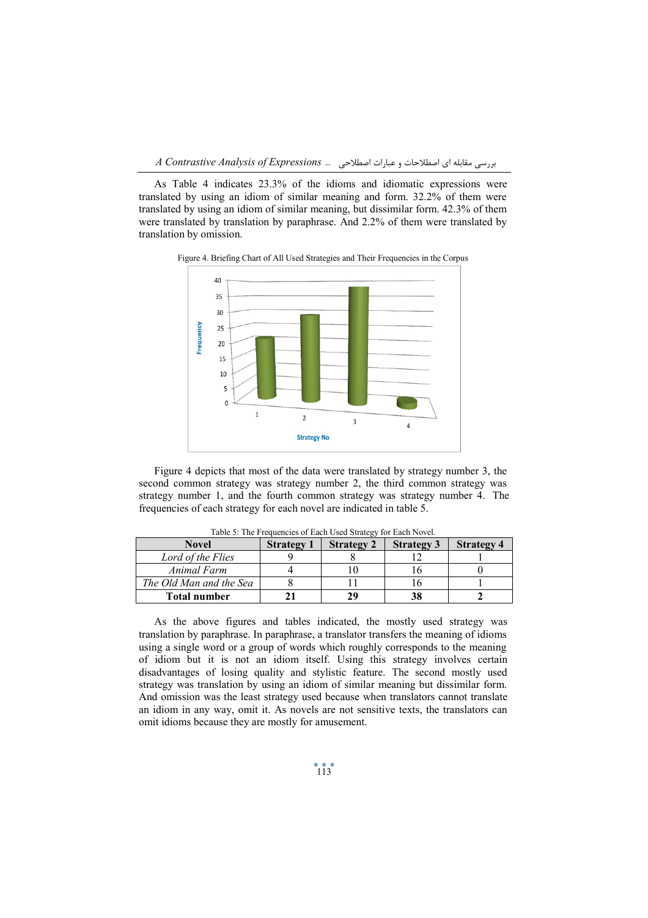As Table 4 indicates 23.3% of the idioms and idiomatic expressions were translated by using an idiom of similar meaning and form. 32.2% of them were translated by using an idiom of similar meaning, but dissimilar form. 42.3% of them were translated by translation by paraphrase. And 2.2% of them were translated by translation by omission.

Figure 4. Briefing Chart of All Used Strategies and Their Frequencies in the Corpus

Figure 4 depicts that most of the data were translated by strategy number 3, the second common strategy was strategy number 2, the third common strategy was strategy number 1, and the fourth common strategy was strategy number 4. The frequencies of each strategy for each novel are indicated in table 5.

Table 5: The Frequencies of Each Used Strategy for Each Novel.

| Novel | Strategy 1 | Strategy 2 | Strategy 3 | Strategy 4 |
|---|---|---|---|---|
| *Lord of the Flies* | 9 | 8 | 12 | 1 |
| *Animal Farm* | 4 | 10 | 16 | 0 |
| *The Old Man and the Sea* | 8 | 11 | 16 | 1 |
| **Total number** | **21** | **29** | **38** | **2** |

As the above figures and tables indicated, the mostly used strategy was translation by paraphrase. In paraphrase, a translator transfers the meaning of idioms using a single word or a group of words which roughly corresponds to the meaning of idiom but it is not an idiom itself. Using this strategy involves certain disadvantages of losing quality and stylistic feature. The second mostly used strategy was translation by using an idiom of similar meaning but dissimilar form. And omission was the least strategy used because when translators cannot translate an idiom in any way, omit it. As novels are not sensitive texts, the translators can omit idioms because they are mostly for amusement.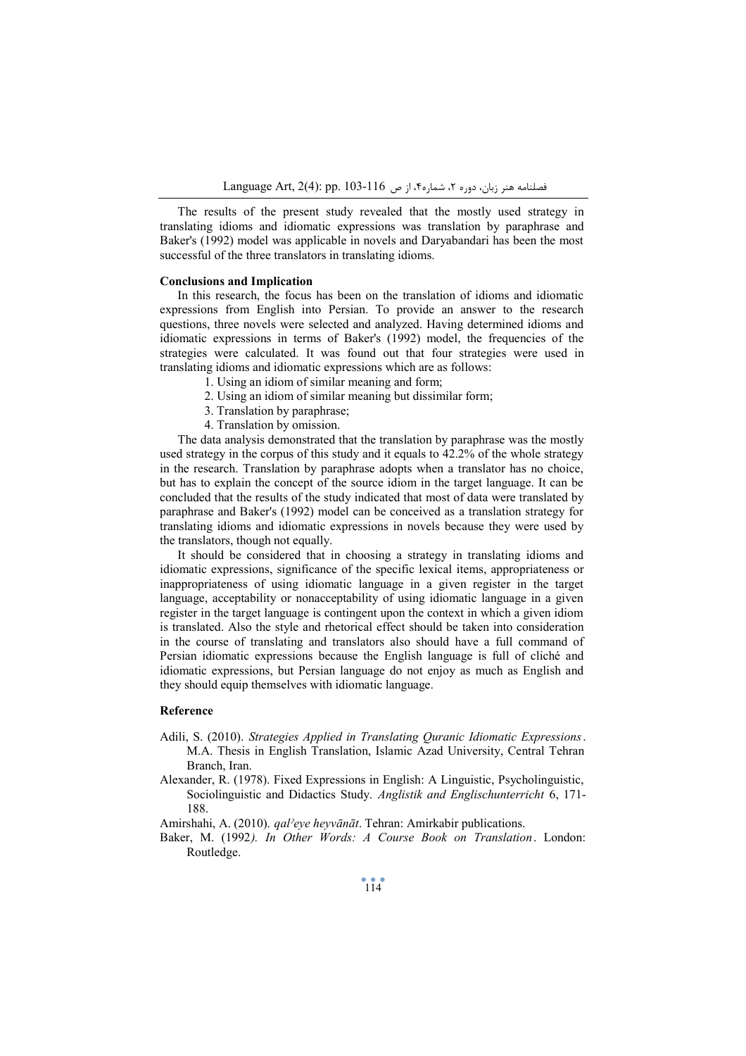The results of the present study revealed that the mostly used strategy in translating idioms and idiomatic expressions was translation by paraphrase and Baker's (1992) model was applicable in novels and Daryabandari has been the most successful of the three translators in translating idioms.

## Conclusions and Implication

In this research, the focus has been on the translation of idioms and idiomatic expressions from English into Persian. To provide an answer to the research questions, three novels were selected and analyzed. Having determined idioms and idiomatic expressions in terms of Baker's (1992) model, the frequencies of the strategies were calculated. It was found out that four strategies were used in translating idioms and idiomatic expressions which are as follows:

1. Using an idiom of similar meaning and form;
2. Using an idiom of similar meaning but dissimilar form;
3. Translation by paraphrase;
4. Translation by omission.

The data analysis demonstrated that the translation by paraphrase was the mostly used strategy in the corpus of this study and it equals to 42.2% of the whole strategy in the research. Translation by paraphrase adopts when a translator has no choice, but has to explain the concept of the source idiom in the target language. It can be concluded that the results of the study indicated that most of data were translated by paraphrase and Baker's (1992) model can be conceived as a translation strategy for translating idioms and idiomatic expressions in novels because they were used by the translators, though not equally.

It should be considered that in choosing a strategy in translating idioms and idiomatic expressions, significance of the specific lexical items, appropriateness or inappropriateness of using idiomatic language in a given register in the target language, acceptability or nonacceptability of using idiomatic language in a given register in the target language is contingent upon the context in which a given idiom is translated. Also the style and rhetorical effect should be taken into consideration in the course of translating and translators also should have a full command of Persian idiomatic expressions because the English language is full of cliché and idiomatic expressions, but Persian language do not enjoy as much as English and they should equip themselves with idiomatic language.

## Reference

Adili, S. (2010). *Strategies Applied in Translating Quranic Idiomatic Expressions*. M.A. Thesis in English Translation, Islamic Azad University, Central Tehran Branch, Iran.

Alexander, R. (1978). Fixed Expressions in English: A Linguistic, Psycholinguistic, Sociolinguistic and Didactics Study. *Anglistik and Englischunterricht* 6, 171-188.

Amirshahi, A. (2010). *qalʾeye heyvānāt*. Tehran: Amirkabir publications.

Baker, M. (1992*). In Other Words: A Course Book on Translation*. London: Routledge.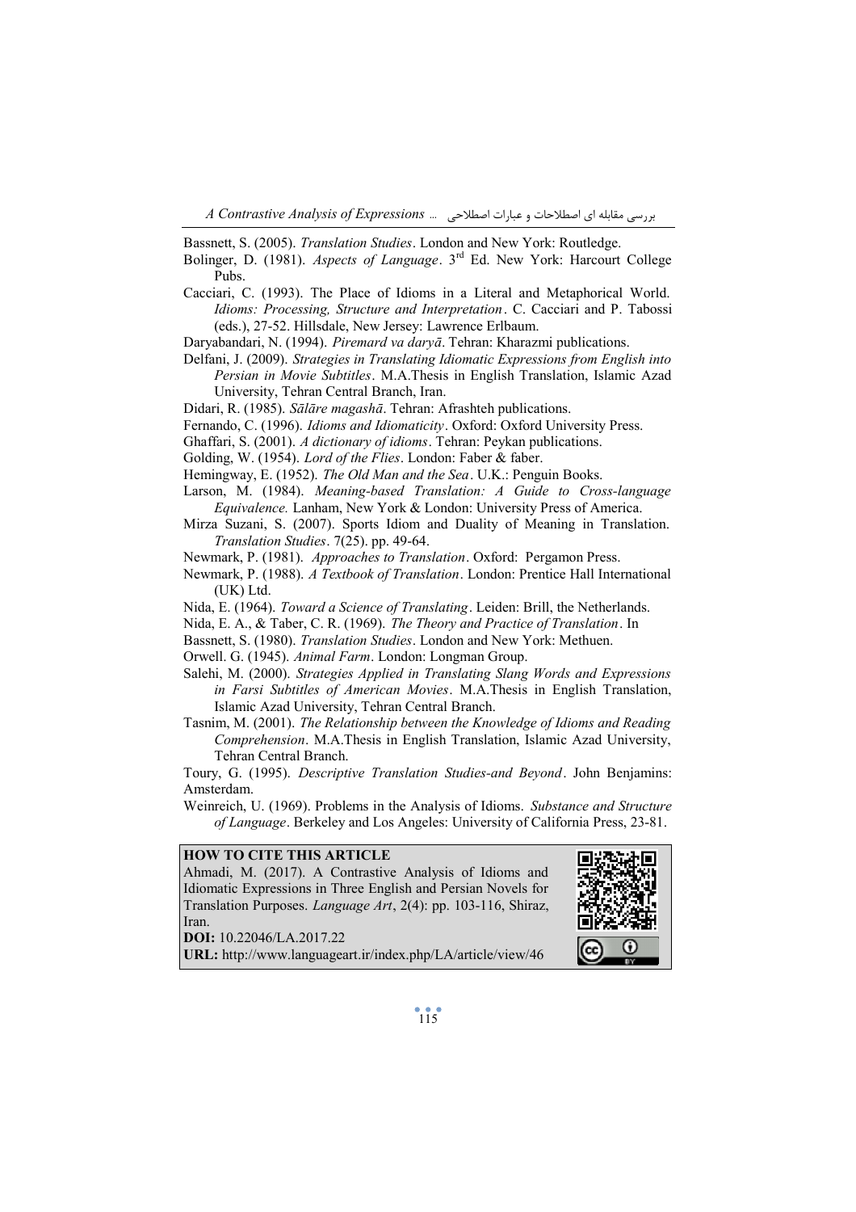Bassnett, S. (2005). *Translation Studies*. London and New York: Routledge.

Bolinger, D. (1981). *Aspects of Language*. 3rd Ed. New York: Harcourt College Pubs.

Cacciari, C. (1993). The Place of Idioms in a Literal and Metaphorical World. *Idioms: Processing, Structure and Interpretation*. C. Cacciari and P. Tabossi (eds.), 27-52. Hillsdale, New Jersey: Lawrence Erlbaum.

Daryabandari, N. (1994). *Piremard va daryā*. Tehran: Kharazmi publications.

Delfani, J. (2009). *Strategies in Translating Idiomatic Expressions from English into Persian in Movie Subtitles*. M.A.Thesis in English Translation, Islamic Azad University, Tehran Central Branch, Iran.

Didari, R. (1985). *Sālāre magashā*. Tehran: Afrashteh publications.

Fernando, C. (1996). *Idioms and Idiomaticity*. Oxford: Oxford University Press.

Ghaffari, S. (2001). *A dictionary of idioms*. Tehran: Peykan publications.

Golding, W. (1954). *Lord of the Flies*. London: Faber & faber.

Hemingway, E. (1952). *The Old Man and the Sea*. U.K.: Penguin Books.

Larson, M. (1984). *Meaning-based Translation: A Guide to Cross-language Equivalence.* Lanham, New York & London: University Press of America.

Mirza Suzani, S. (2007). Sports Idiom and Duality of Meaning in Translation. *Translation Studies*. 7(25). pp. 49-64.

Newmark, P. (1981). *Approaches to Translation*. Oxford: Pergamon Press.

Newmark, P. (1988). *A Textbook of Translation*. London: Prentice Hall International (UK) Ltd.

Nida, E. (1964). *Toward a Science of Translating*. Leiden: Brill, the Netherlands.

Nida, E. A., & Taber, C. R. (1969). *The Theory and Practice of Translation*. In

Bassnett, S. (1980). *Translation Studies*. London and New York: Methuen.

Orwell. G. (1945). *Animal Farm*. London: Longman Group.

Salehi, M. (2000). *Strategies Applied in Translating Slang Words and Expressions in Farsi Subtitles of American Movies*. M.A.Thesis in English Translation, Islamic Azad University, Tehran Central Branch.

Tasnim, M. (2001). *The Relationship between the Knowledge of Idioms and Reading Comprehension*. M.A.Thesis in English Translation, Islamic Azad University, Tehran Central Branch.

Toury, G. (1995). *Descriptive Translation Studies-and Beyond*. John Benjamins: Amsterdam.

Weinreich, U. (1969). Problems in the Analysis of Idioms. *Substance and Structure of Language*. Berkeley and Los Angeles: University of California Press, 23-81.

**HOW TO CITE THIS ARTICLE**

Ahmadi, M. (2017). A Contrastive Analysis of Idioms and Idiomatic Expressions in Three English and Persian Novels for Translation Purposes. *Language Art*, 2(4): pp. 103-116, Shiraz, Iran.

**DOI:** 10.22046/LA.2017.22

**URL:** http://www.languageart.ir/index.php/LA/article/view/46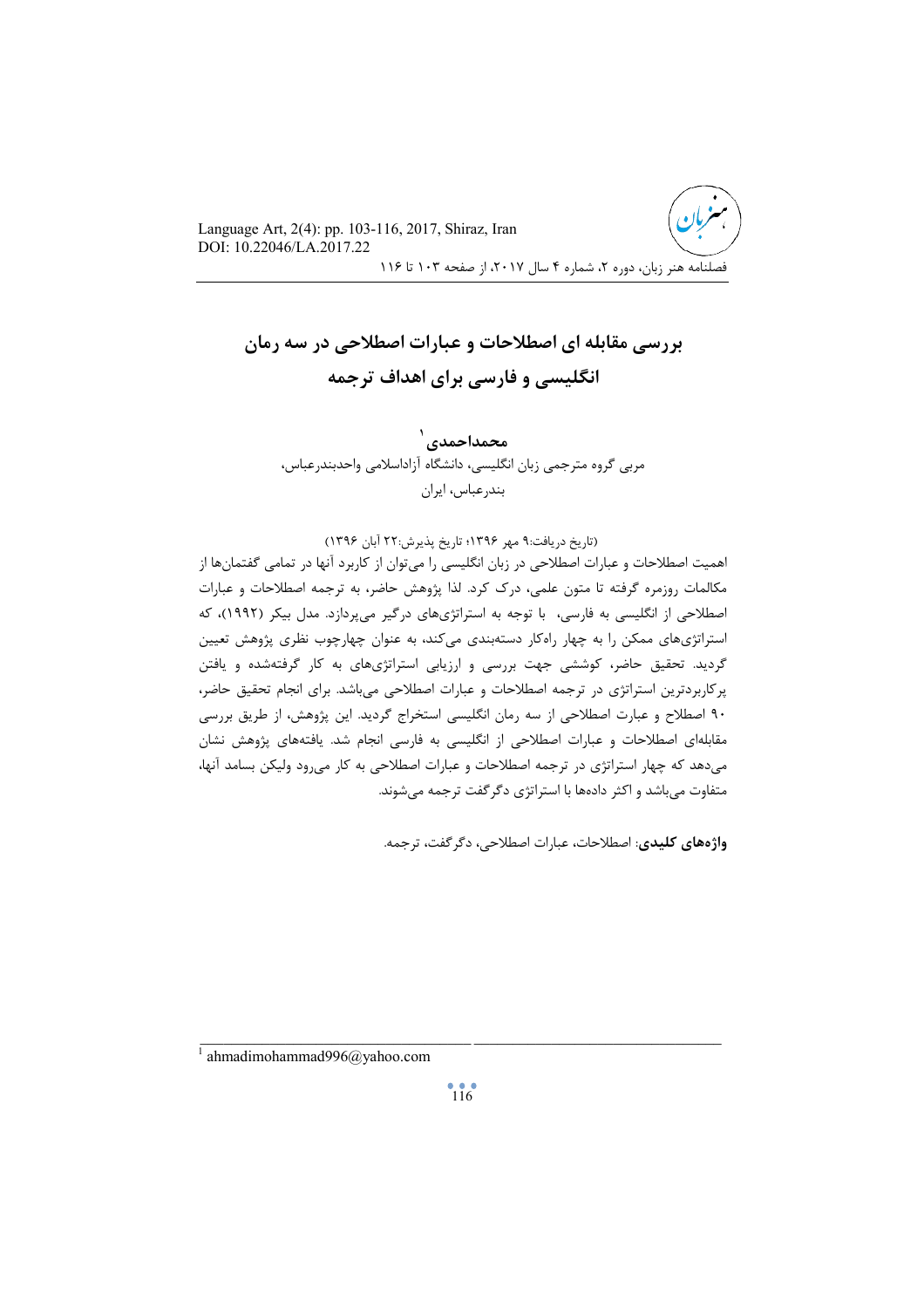# بررسی مقابله ای اصطلاحات و عبارات اصطلاحی در سه رمان انگلیسی و فارسی برای اهداف ترجمه

**محمداحمدی**[1]

مربی گروه مترجمی زبان انگلیسی، دانشگاه آزاداسلامی واحدبندرعباس، بندرعباس، ایران

(تاریخ دریافت:۹ مهر ۱۳۹۶؛ تاریخ پذیرش:۲۲ آبان ۱۳۹۶)

اهمیت اصطلاحات و عبارات اصطلاحی در زبان انگلیسی را می‌توان از کاربرد آنها در تمامی گفتمان‌ها از مکالمات روزمره گرفته تا متون علمی، درک کرد. لذا پژوهش حاضر، به ترجمه اصطلاحات و عبارات اصطلاحی از انگلیسی به فارسی، با توجه به استراتژی‌های درگیر می‌پردازد. مدل بیکر (۱۹۹۲)، که استراتژی‌های ممکن را به چهار راه‌کار دسته‌بندی می‌کند، به عنوان چهارچوب نظری پژوهش تعیین گردید. تحقیق حاضر، کوششی جهت بررسی و ارزیابی استراتژی‌های به کار گرفته‌شده و یافتن پرکاربردترین استراتژی در ترجمه اصطلاحات و عبارات اصطلاحی می‌باشد. برای انجام تحقیق حاضر، ۹۰ اصطلاح و عبارت اصطلاحی از سه رمان انگلیسی استخراج گردید. این پژوهش، از طریق بررسی مقابله‌ای اصطلاحات و عبارات اصطلاحی از انگلیسی به فارسی انجام شد. یافته‌های پژوهش نشان می‌دهد که چهار استراتژی در ترجمه اصطلاحات و عبارات اصطلاحی به کار می‌رود ولیکن بسامد آنها، متفاوت می‌باشد و اکثر داده‌ها با استراتژی دگرگفت ترجمه می‌شوند.

**واژه‌های کلیدی**: اصطلاحات، عبارات اصطلاحی، دگرگفت، ترجمه.

---

[1] ahmadimohammad996@yahoo.com